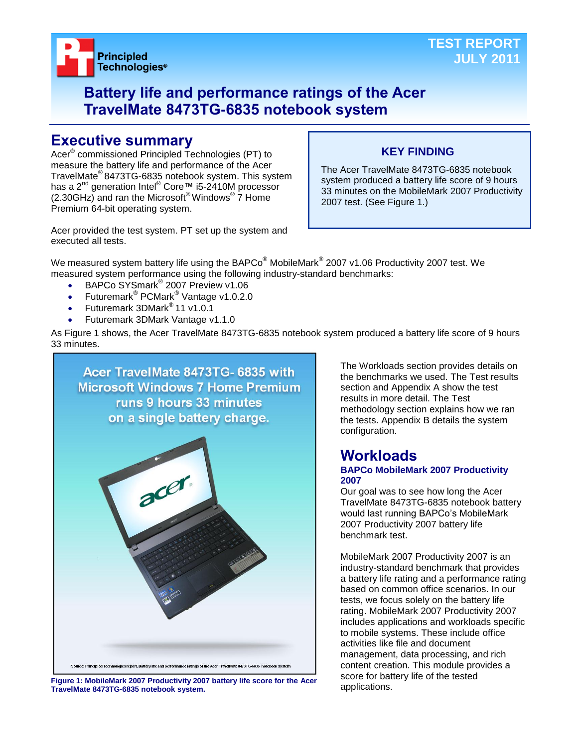TEST REPORT
JULY 2011

# Battery life and performance ratings of the Acer TravelMate 8473TG-6835 notebook system

## Executive summary

Acer® commissioned Principled Technologies (PT) to measure the battery life and performance of the Acer TravelMate® 8473TG-6835 notebook system. This system has a 2nd generation Intel® Core™ i5-2410M processor (2.30GHz) and ran the Microsoft® Windows® 7 Home Premium 64-bit operating system.

Acer provided the test system. PT set up the system and executed all tests.

**KEY FINDING**

The Acer TravelMate 8473TG-6835 notebook system produced a battery life score of 9 hours 33 minutes on the MobileMark 2007 Productivity 2007 test. (See Figure 1.)

We measured system battery life using the BAPCo® MobileMark® 2007 v1.06 Productivity 2007 test. We measured system performance using the following industry-standard benchmarks:

- BAPCo SYSmark® 2007 Preview v1.06
- Futuremark® PCMark® Vantage v1.0.2.0
- Futuremark 3DMark® 11 v1.0.1
- Futuremark 3DMark Vantage v1.1.0

As Figure 1 shows, the Acer TravelMate 8473TG-6835 notebook system produced a battery life score of 9 hours 33 minutes.

Acer TravelMate 8473TG- 6835 with Microsoft Windows 7 Home Premium runs 9 hours 33 minutes on a single battery charge.

Source: Principled Technologies report, Battery life and performance ratings of the Acer TravelMate 8473TG-6835 notebook system

**Figure 1: MobileMark 2007 Productivity 2007 battery life score for the Acer TravelMate 8473TG-6835 notebook system.**

The Workloads section provides details on the benchmarks we used. The Test results section and Appendix A show the test results in more detail. The Test methodology section explains how we ran the tests. Appendix B details the system configuration.

## Workloads

### BAPCo MobileMark 2007 Productivity 2007

Our goal was to see how long the Acer TravelMate 8473TG-6835 notebook battery would last running BAPCo's MobileMark 2007 Productivity 2007 battery life benchmark test.

MobileMark 2007 Productivity 2007 is an industry-standard benchmark that provides a battery life rating and a performance rating based on common office scenarios. In our tests, we focus solely on the battery life rating. MobileMark 2007 Productivity 2007 includes applications and workloads specific to mobile systems. These include office activities like file and document management, data processing, and rich content creation. This module provides a score for battery life of the tested applications.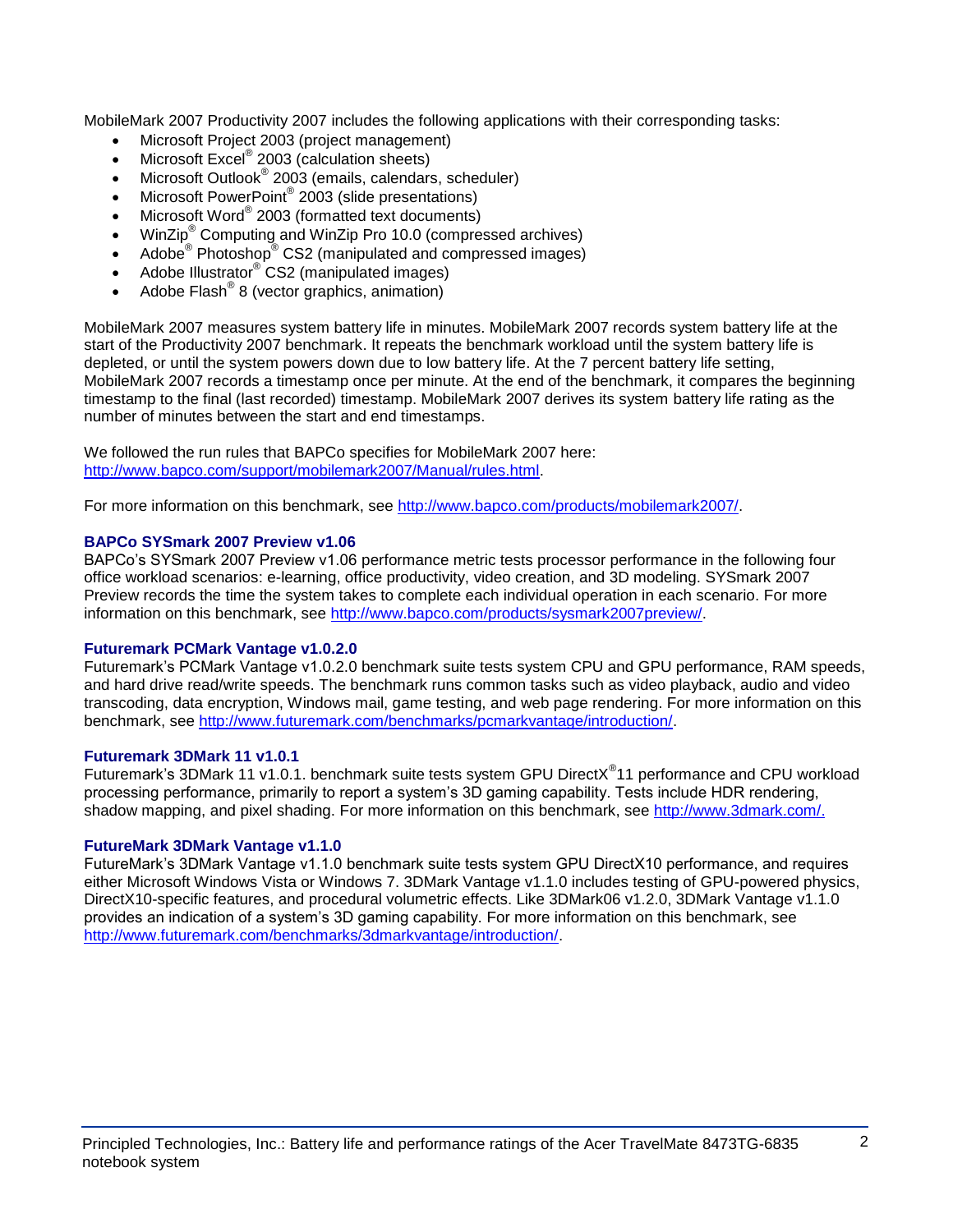MobileMark 2007 Productivity 2007 includes the following applications with their corresponding tasks:

- Microsoft Project 2003 (project management)
- Microsoft Excel® 2003 (calculation sheets)
- Microsoft Outlook® 2003 (emails, calendars, scheduler)
- Microsoft PowerPoint® 2003 (slide presentations)
- Microsoft Word® 2003 (formatted text documents)
- WinZip® Computing and WinZip Pro 10.0 (compressed archives)
- Adobe® Photoshop® CS2 (manipulated and compressed images)
- Adobe Illustrator® CS2 (manipulated images)
- Adobe Flash® 8 (vector graphics, animation)

MobileMark 2007 measures system battery life in minutes. MobileMark 2007 records system battery life at the start of the Productivity 2007 benchmark. It repeats the benchmark workload until the system battery life is depleted, or until the system powers down due to low battery life. At the 7 percent battery life setting, MobileMark 2007 records a timestamp once per minute. At the end of the benchmark, it compares the beginning timestamp to the final (last recorded) timestamp. MobileMark 2007 derives its system battery life rating as the number of minutes between the start and end timestamps.

We followed the run rules that BAPCo specifies for MobileMark 2007 here: http://www.bapco.com/support/mobilemark2007/Manual/rules.html.

For more information on this benchmark, see http://www.bapco.com/products/mobilemark2007/.

### BAPCo SYSmark 2007 Preview v1.06

BAPCo's SYSmark 2007 Preview v1.06 performance metric tests processor performance in the following four office workload scenarios: e-learning, office productivity, video creation, and 3D modeling. SYSmark 2007 Preview records the time the system takes to complete each individual operation in each scenario. For more information on this benchmark, see http://www.bapco.com/products/sysmark2007preview/.

### Futuremark PCMark Vantage v1.0.2.0

Futuremark's PCMark Vantage v1.0.2.0 benchmark suite tests system CPU and GPU performance, RAM speeds, and hard drive read/write speeds. The benchmark runs common tasks such as video playback, audio and video transcoding, data encryption, Windows mail, game testing, and web page rendering. For more information on this benchmark, see http://www.futuremark.com/benchmarks/pcmarkvantage/introduction/.

### Futuremark 3DMark 11 v1.0.1

Futuremark's 3DMark 11 v1.0.1. benchmark suite tests system GPU DirectX®11 performance and CPU workload processing performance, primarily to report a system's 3D gaming capability. Tests include HDR rendering, shadow mapping, and pixel shading. For more information on this benchmark, see http://www.3dmark.com/.

### FutureMark 3DMark Vantage v1.1.0

FutureMark's 3DMark Vantage v1.1.0 benchmark suite tests system GPU DirectX10 performance, and requires either Microsoft Windows Vista or Windows 7. 3DMark Vantage v1.1.0 includes testing of GPU-powered physics, DirectX10-specific features, and procedural volumetric effects. Like 3DMark06 v1.2.0, 3DMark Vantage v1.1.0 provides an indication of a system's 3D gaming capability. For more information on this benchmark, see http://www.futuremark.com/benchmarks/3dmarkvantage/introduction/.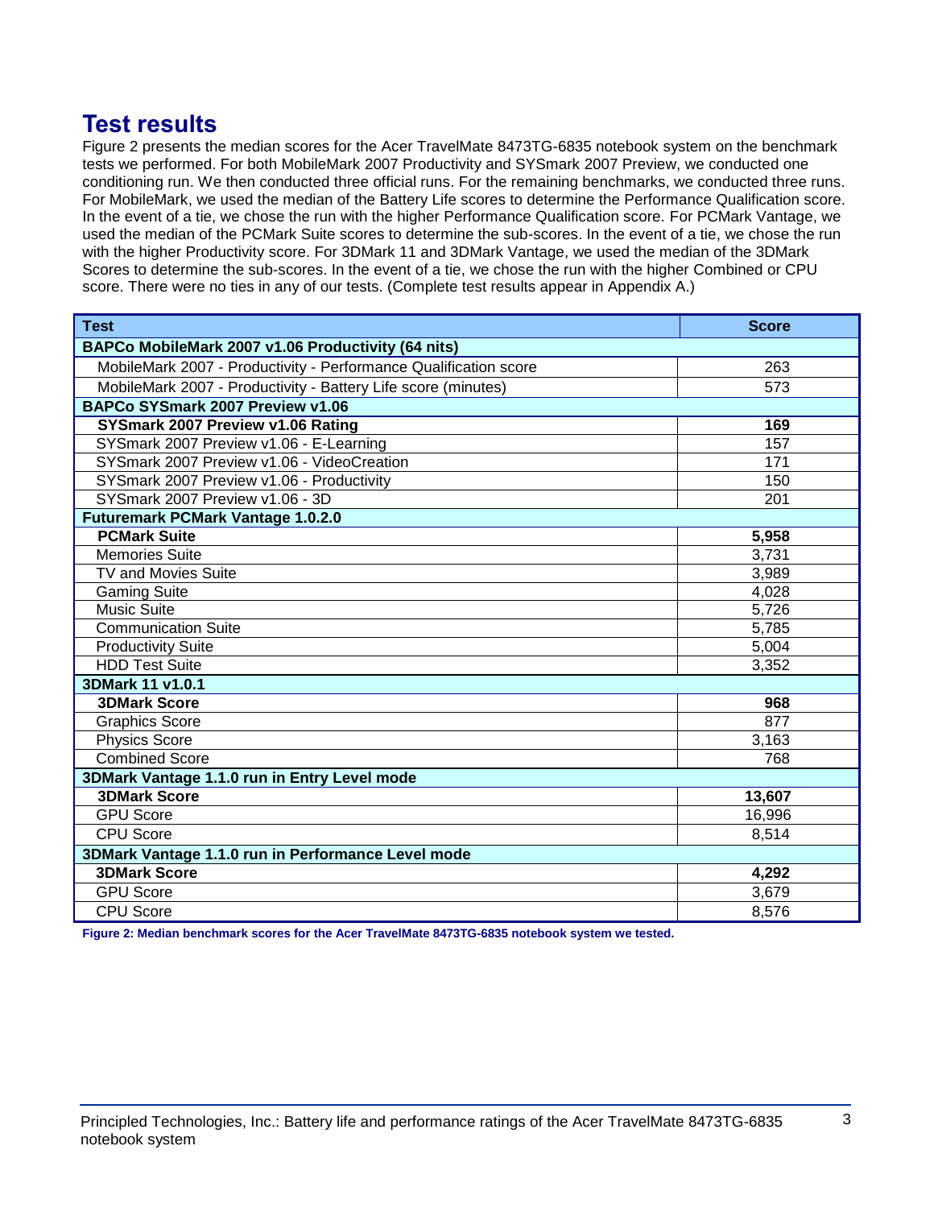## Test results

Figure 2 presents the median scores for the Acer TravelMate 8473TG-6835 notebook system on the benchmark tests we performed. For both MobileMark 2007 Productivity and SYSmark 2007 Preview, we conducted one conditioning run. We then conducted three official runs. For the remaining benchmarks, we conducted three runs. For MobileMark, we used the median of the Battery Life scores to determine the Performance Qualification score. In the event of a tie, we chose the run with the higher Performance Qualification score. For PCMark Vantage, we used the median of the PCMark Suite scores to determine the sub-scores. In the event of a tie, we chose the run with the higher Productivity score. For 3DMark 11 and 3DMark Vantage, we used the median of the 3DMark Scores to determine the sub-scores. In the event of a tie, we chose the run with the higher Combined or CPU score. There were no ties in any of our tests. (Complete test results appear in Appendix A.)

| Test | Score |
|---|---|
| **BAPCo MobileMark 2007 v1.06 Productivity (64 nits)** | |
| MobileMark 2007 - Productivity - Performance Qualification score | 263 |
| MobileMark 2007 - Productivity - Battery Life score (minutes) | 573 |
| **BAPCo SYSmark 2007 Preview v1.06** | |
| **SYSmark 2007 Preview v1.06 Rating** | **169** |
| SYSmark 2007 Preview v1.06 - E-Learning | 157 |
| SYSmark 2007 Preview v1.06 - VideoCreation | 171 |
| SYSmark 2007 Preview v1.06 - Productivity | 150 |
| SYSmark 2007 Preview v1.06 - 3D | 201 |
| **Futuremark PCMark Vantage 1.0.2.0** | |
| **PCMark Suite** | **5,958** |
| Memories Suite | 3,731 |
| TV and Movies Suite | 3,989 |
| Gaming Suite | 4,028 |
| Music Suite | 5,726 |
| Communication Suite | 5,785 |
| Productivity Suite | 5,004 |
| HDD Test Suite | 3,352 |
| **3DMark 11 v1.0.1** | |
| **3DMark Score** | **968** |
| Graphics Score | 877 |
| Physics Score | 3,163 |
| Combined Score | 768 |
| **3DMark Vantage 1.1.0 run in Entry Level mode** | |
| **3DMark Score** | **13,607** |
| GPU Score | 16,996 |
| CPU Score | 8,514 |
| **3DMark Vantage 1.1.0 run in Performance Level mode** | |
| **3DMark Score** | **4,292** |
| GPU Score | 3,679 |
| CPU Score | 8,576 |

**Figure 2: Median benchmark scores for the Acer TravelMate 8473TG-6835 notebook system we tested.**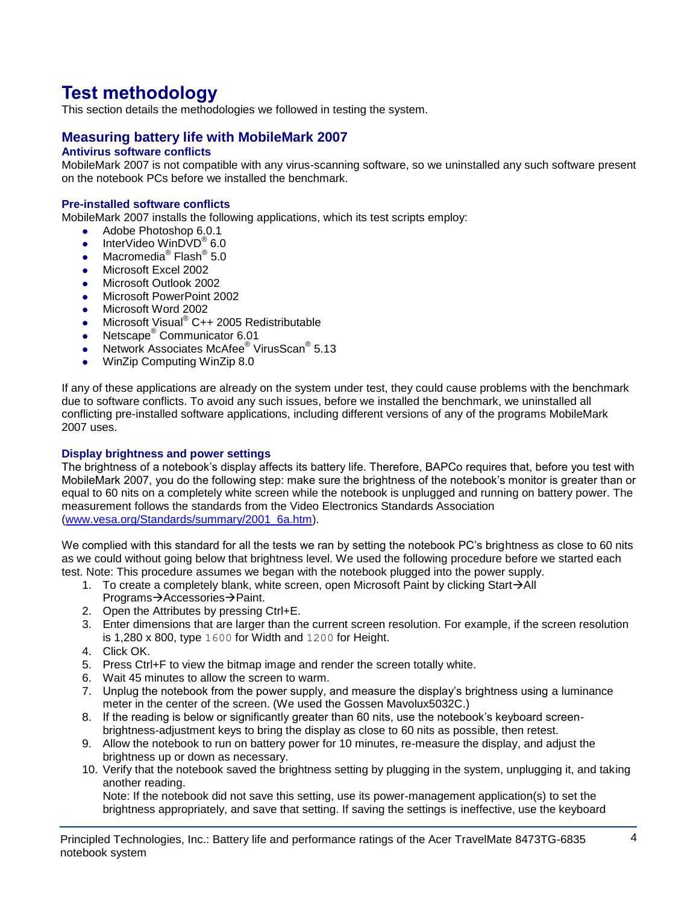# Test methodology

This section details the methodologies we followed in testing the system.

## Measuring battery life with MobileMark 2007

### Antivirus software conflicts

MobileMark 2007 is not compatible with any virus-scanning software, so we uninstalled any such software present on the notebook PCs before we installed the benchmark.

### Pre-installed software conflicts

MobileMark 2007 installs the following applications, which its test scripts employ:

- Adobe Photoshop 6.0.1
- InterVideo WinDVD® 6.0
- Macromedia® Flash® 5.0
- Microsoft Excel 2002
- Microsoft Outlook 2002
- Microsoft PowerPoint 2002
- Microsoft Word 2002
- Microsoft Visual® C++ 2005 Redistributable
- Netscape® Communicator 6.01
- Network Associates McAfee® VirusScan® 5.13
- WinZip Computing WinZip 8.0

If any of these applications are already on the system under test, they could cause problems with the benchmark due to software conflicts. To avoid any such issues, before we installed the benchmark, we uninstalled all conflicting pre-installed software applications, including different versions of any of the programs MobileMark 2007 uses.

### Display brightness and power settings

The brightness of a notebook's display affects its battery life. Therefore, BAPCo requires that, before you test with MobileMark 2007, you do the following step: make sure the brightness of the notebook's monitor is greater than or equal to 60 nits on a completely white screen while the notebook is unplugged and running on battery power. The measurement follows the standards from the Video Electronics Standards Association (www.vesa.org/Standards/summary/2001_6a.htm).

We complied with this standard for all the tests we ran by setting the notebook PC's brightness as close to 60 nits as we could without going below that brightness level. We used the following procedure before we started each test. Note: This procedure assumes we began with the notebook plugged into the power supply.

1. To create a completely blank, white screen, open Microsoft Paint by clicking Start→All Programs→Accessories→Paint.
2. Open the Attributes by pressing Ctrl+E.
3. Enter dimensions that are larger than the current screen resolution. For example, if the screen resolution is 1,280 x 800, type `1600` for Width and `1200` for Height.
4. Click OK.
5. Press Ctrl+F to view the bitmap image and render the screen totally white.
6. Wait 45 minutes to allow the screen to warm.
7. Unplug the notebook from the power supply, and measure the display's brightness using a luminance meter in the center of the screen. (We used the Gossen Mavolux5032C.)
8. If the reading is below or significantly greater than 60 nits, use the notebook's keyboard screen-brightness-adjustment keys to bring the display as close to 60 nits as possible, then retest.
9. Allow the notebook to run on battery power for 10 minutes, re-measure the display, and adjust the brightness up or down as necessary.
10. Verify that the notebook saved the brightness setting by plugging in the system, unplugging it, and taking another reading.
    Note: If the notebook did not save this setting, use its power-management application(s) to set the brightness appropriately, and save that setting. If saving the settings is ineffective, use the keyboard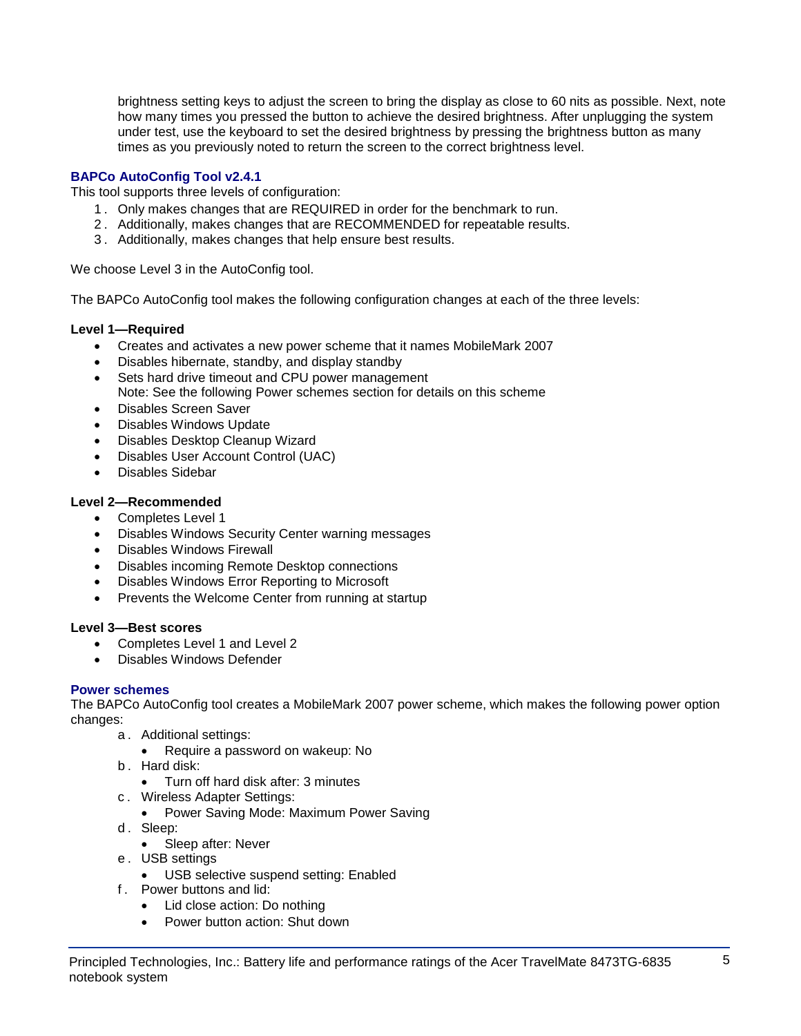brightness setting keys to adjust the screen to bring the display as close to 60 nits as possible. Next, note how many times you pressed the button to achieve the desired brightness. After unplugging the system under test, use the keyboard to set the desired brightness by pressing the brightness button as many times as you previously noted to return the screen to the correct brightness level.

### BAPCo AutoConfig Tool v2.4.1

This tool supports three levels of configuration:

1. Only makes changes that are REQUIRED in order for the benchmark to run.
2. Additionally, makes changes that are RECOMMENDED for repeatable results.
3. Additionally, makes changes that help ensure best results.

We choose Level 3 in the AutoConfig tool.

The BAPCo AutoConfig tool makes the following configuration changes at each of the three levels:

**Level 1—Required**

- Creates and activates a new power scheme that it names MobileMark 2007
- Disables hibernate, standby, and display standby
- Sets hard drive timeout and CPU power management
  Note: See the following Power schemes section for details on this scheme
- Disables Screen Saver
- Disables Windows Update
- Disables Desktop Cleanup Wizard
- Disables User Account Control (UAC)
- Disables Sidebar

**Level 2—Recommended**

- Completes Level 1
- Disables Windows Security Center warning messages
- Disables Windows Firewall
- Disables incoming Remote Desktop connections
- Disables Windows Error Reporting to Microsoft
- Prevents the Welcome Center from running at startup

**Level 3—Best scores**

- Completes Level 1 and Level 2
- Disables Windows Defender

### Power schemes

The BAPCo AutoConfig tool creates a MobileMark 2007 power scheme, which makes the following power option changes:

a. Additional settings:
   - Require a password on wakeup: No
b. Hard disk:
   - Turn off hard disk after: 3 minutes
c. Wireless Adapter Settings:
   - Power Saving Mode: Maximum Power Saving
d. Sleep:
   - Sleep after: Never
e. USB settings
   - USB selective suspend setting: Enabled
f. Power buttons and lid:
   - Lid close action: Do nothing
   - Power button action: Shut down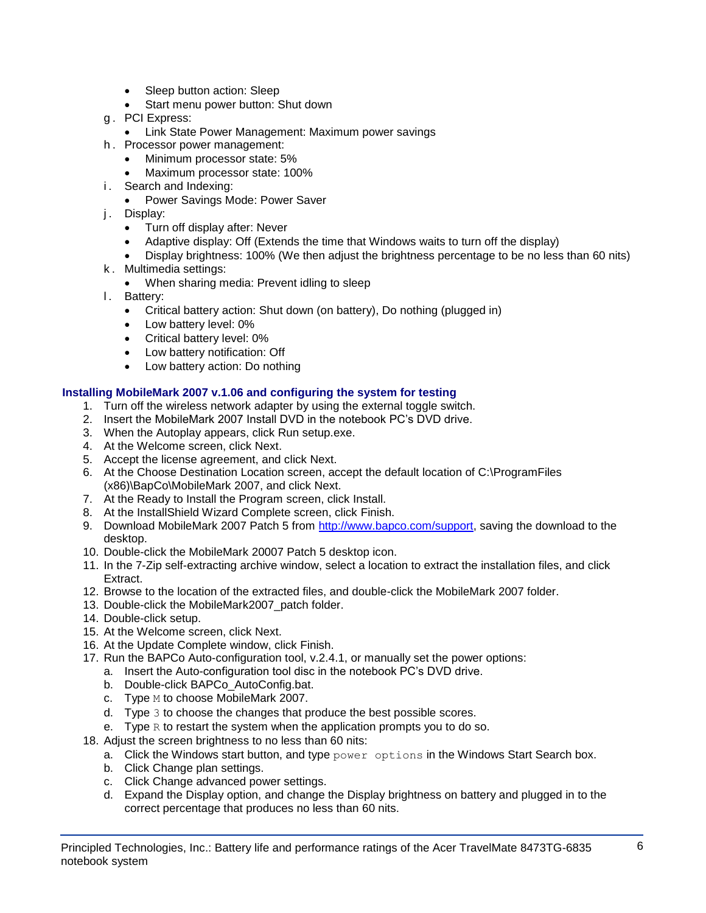- Sleep button action: Sleep
- Start menu power button: Shut down

g. PCI Express:
   - Link State Power Management: Maximum power savings

h. Processor power management:
   - Minimum processor state: 5%
   - Maximum processor state: 100%

i. Search and Indexing:
   - Power Savings Mode: Power Saver

j. Display:
   - Turn off display after: Never
   - Adaptive display: Off (Extends the time that Windows waits to turn off the display)
   - Display brightness: 100% (We then adjust the brightness percentage to be no less than 60 nits)

k. Multimedia settings:
   - When sharing media: Prevent idling to sleep

l. Battery:
   - Critical battery action: Shut down (on battery), Do nothing (plugged in)
   - Low battery level: 0%
   - Critical battery level: 0%
   - Low battery notification: Off
   - Low battery action: Do nothing

### Installing MobileMark 2007 v.1.06 and configuring the system for testing

1. Turn off the wireless network adapter by using the external toggle switch.
2. Insert the MobileMark 2007 Install DVD in the notebook PC's DVD drive.
3. When the Autoplay appears, click Run setup.exe.
4. At the Welcome screen, click Next.
5. Accept the license agreement, and click Next.
6. At the Choose Destination Location screen, accept the default location of C:\ProgramFiles (x86)\BapCo\MobileMark 2007, and click Next.
7. At the Ready to Install the Program screen, click Install.
8. At the InstallShield Wizard Complete screen, click Finish.
9. Download MobileMark 2007 Patch 5 from [http://www.bapco.com/support](http://www.bapco.com/support), saving the download to the desktop.
10. Double-click the MobileMark 20007 Patch 5 desktop icon.
11. In the 7-Zip self-extracting archive window, select a location to extract the installation files, and click Extract.
12. Browse to the location of the extracted files, and double-click the MobileMark 2007 folder.
13. Double-click the MobileMark2007_patch folder.
14. Double-click setup.
15. At the Welcome screen, click Next.
16. At the Update Complete window, click Finish.
17. Run the BAPCo Auto-configuration tool, v.2.4.1, or manually set the power options:
    a. Insert the Auto-configuration tool disc in the notebook PC's DVD drive.
    b. Double-click BAPCo_AutoConfig.bat.
    c. Type `M` to choose MobileMark 2007.
    d. Type `3` to choose the changes that produce the best possible scores.
    e. Type `R` to restart the system when the application prompts you to do so.
18. Adjust the screen brightness to no less than 60 nits:
    a. Click the Windows start button, and type `power options` in the Windows Start Search box.
    b. Click Change plan settings.
    c. Click Change advanced power settings.
    d. Expand the Display option, and change the Display brightness on battery and plugged in to the correct percentage that produces no less than 60 nits.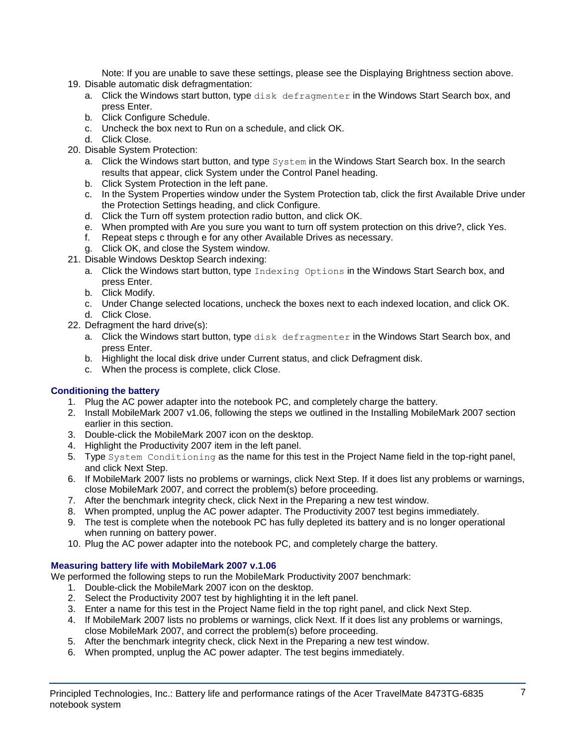Note: If you are unable to save these settings, please see the Displaying Brightness section above.

19. Disable automatic disk defragmentation:
    a. Click the Windows start button, type `disk defragmenter` in the Windows Start Search box, and press Enter.
    b. Click Configure Schedule.
    c. Uncheck the box next to Run on a schedule, and click OK.
    d. Click Close.
20. Disable System Protection:
    a. Click the Windows start button, and type `System` in the Windows Start Search box. In the search results that appear, click System under the Control Panel heading.
    b. Click System Protection in the left pane.
    c. In the System Properties window under the System Protection tab, click the first Available Drive under the Protection Settings heading, and click Configure.
    d. Click the Turn off system protection radio button, and click OK.
    e. When prompted with Are you sure you want to turn off system protection on this drive?, click Yes.
    f. Repeat steps c through e for any other Available Drives as necessary.
    g. Click OK, and close the System window.
21. Disable Windows Desktop Search indexing:
    a. Click the Windows start button, type `Indexing Options` in the Windows Start Search box, and press Enter.
    b. Click Modify.
    c. Under Change selected locations, uncheck the boxes next to each indexed location, and click OK.
    d. Click Close.
22. Defragment the hard drive(s):
    a. Click the Windows start button, type `disk defragmenter` in the Windows Start Search box, and press Enter.
    b. Highlight the local disk drive under Current status, and click Defragment disk.
    c. When the process is complete, click Close.

### Conditioning the battery

1. Plug the AC power adapter into the notebook PC, and completely charge the battery.
2. Install MobileMark 2007 v1.06, following the steps we outlined in the Installing MobileMark 2007 section earlier in this section.
3. Double-click the MobileMark 2007 icon on the desktop.
4. Highlight the Productivity 2007 item in the left panel.
5. Type `System Conditioning` as the name for this test in the Project Name field in the top-right panel, and click Next Step.
6. If MobileMark 2007 lists no problems or warnings, click Next Step. If it does list any problems or warnings, close MobileMark 2007, and correct the problem(s) before proceeding.
7. After the benchmark integrity check, click Next in the Preparing a new test window.
8. When prompted, unplug the AC power adapter. The Productivity 2007 test begins immediately.
9. The test is complete when the notebook PC has fully depleted its battery and is no longer operational when running on battery power.
10. Plug the AC power adapter into the notebook PC, and completely charge the battery.

### Measuring battery life with MobileMark 2007 v.1.06

We performed the following steps to run the MobileMark Productivity 2007 benchmark:

1. Double-click the MobileMark 2007 icon on the desktop.
2. Select the Productivity 2007 test by highlighting it in the left panel.
3. Enter a name for this test in the Project Name field in the top right panel, and click Next Step.
4. If MobileMark 2007 lists no problems or warnings, click Next. If it does list any problems or warnings, close MobileMark 2007, and correct the problem(s) before proceeding.
5. After the benchmark integrity check, click Next in the Preparing a new test window.
6. When prompted, unplug the AC power adapter. The test begins immediately.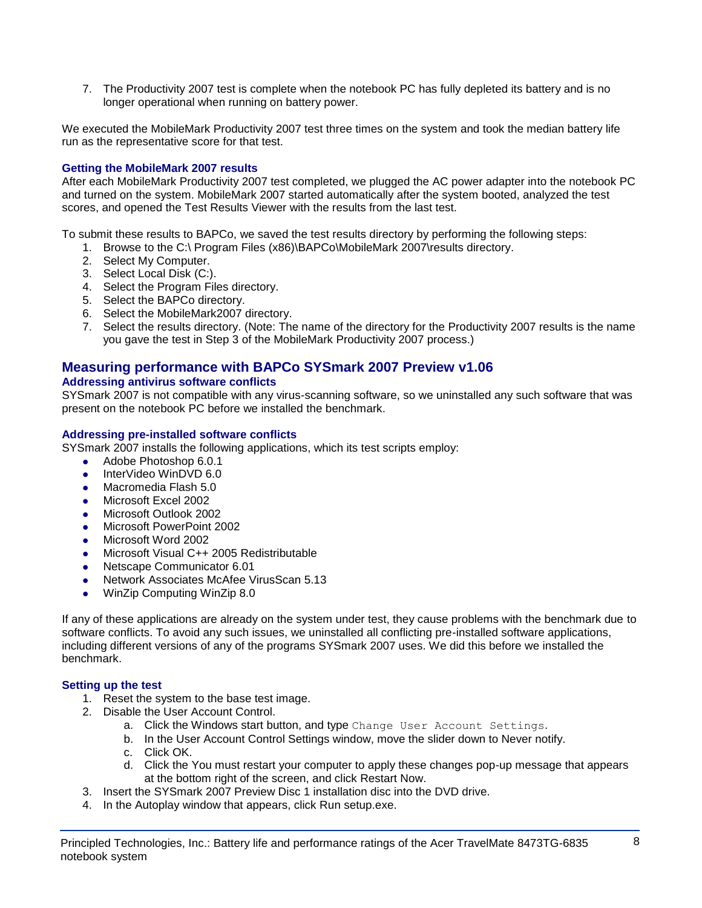7. The Productivity 2007 test is complete when the notebook PC has fully depleted its battery and is no longer operational when running on battery power.

We executed the MobileMark Productivity 2007 test three times on the system and took the median battery life run as the representative score for that test.

### Getting the MobileMark 2007 results

After each MobileMark Productivity 2007 test completed, we plugged the AC power adapter into the notebook PC and turned on the system. MobileMark 2007 started automatically after the system booted, analyzed the test scores, and opened the Test Results Viewer with the results from the last test.

To submit these results to BAPCo, we saved the test results directory by performing the following steps:

1. Browse to the C:\ Program Files (x86)\BAPCo\MobileMark 2007\results directory.
2. Select My Computer.
3. Select Local Disk (C:).
4. Select the Program Files directory.
5. Select the BAPCo directory.
6. Select the MobileMark2007 directory.
7. Select the results directory. (Note: The name of the directory for the Productivity 2007 results is the name you gave the test in Step 3 of the MobileMark Productivity 2007 process.)

## Measuring performance with BAPCo SYSmark 2007 Preview v1.06

### Addressing antivirus software conflicts

SYSmark 2007 is not compatible with any virus-scanning software, so we uninstalled any such software that was present on the notebook PC before we installed the benchmark.

### Addressing pre-installed software conflicts

SYSmark 2007 installs the following applications, which its test scripts employ:

- Adobe Photoshop 6.0.1
- InterVideo WinDVD 6.0
- Macromedia Flash 5.0
- Microsoft Excel 2002
- Microsoft Outlook 2002
- Microsoft PowerPoint 2002
- Microsoft Word 2002
- Microsoft Visual C++ 2005 Redistributable
- Netscape Communicator 6.01
- Network Associates McAfee VirusScan 5.13
- WinZip Computing WinZip 8.0

If any of these applications are already on the system under test, they cause problems with the benchmark due to software conflicts. To avoid any such issues, we uninstalled all conflicting pre-installed software applications, including different versions of any of the programs SYSmark 2007 uses. We did this before we installed the benchmark.

### Setting up the test

1. Reset the system to the base test image.
2. Disable the User Account Control.
   a. Click the Windows start button, and type `Change User Account Settings`.
   b. In the User Account Control Settings window, move the slider down to Never notify.
   c. Click OK.
   d. Click the You must restart your computer to apply these changes pop-up message that appears at the bottom right of the screen, and click Restart Now.
3. Insert the SYSmark 2007 Preview Disc 1 installation disc into the DVD drive.
4. In the Autoplay window that appears, click Run setup.exe.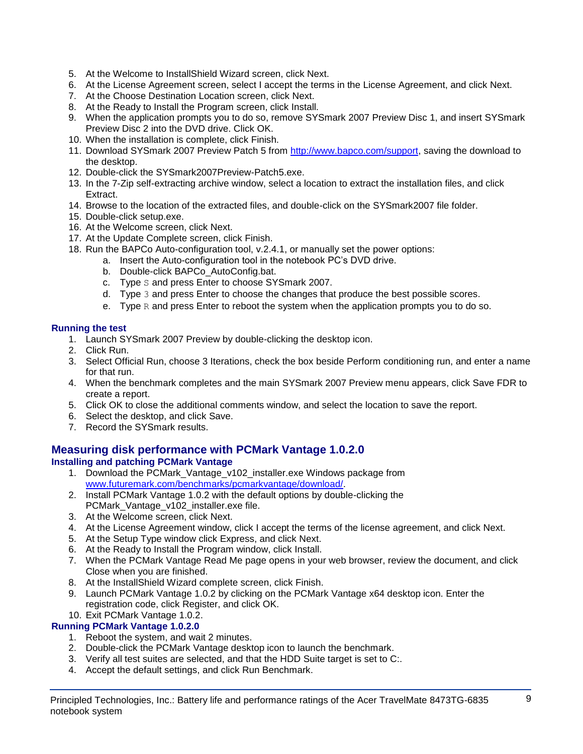5. At the Welcome to InstallShield Wizard screen, click Next.
6. At the License Agreement screen, select I accept the terms in the License Agreement, and click Next.
7. At the Choose Destination Location screen, click Next.
8. At the Ready to Install the Program screen, click Install.
9. When the application prompts you to do so, remove SYSmark 2007 Preview Disc 1, and insert SYSmark Preview Disc 2 into the DVD drive. Click OK.
10. When the installation is complete, click Finish.
11. Download SYSmark 2007 Preview Patch 5 from http://www.bapco.com/support, saving the download to the desktop.
12. Double-click the SYSmark2007Preview-Patch5.exe.
13. In the 7-Zip self-extracting archive window, select a location to extract the installation files, and click Extract.
14. Browse to the location of the extracted files, and double-click on the SYSmark2007 file folder.
15. Double-click setup.exe.
16. At the Welcome screen, click Next.
17. At the Update Complete screen, click Finish.
18. Run the BAPCo Auto-configuration tool, v.2.4.1, or manually set the power options:
    a. Insert the Auto-configuration tool in the notebook PC's DVD drive.
    b. Double-click BAPCo_AutoConfig.bat.
    c. Type `S` and press Enter to choose SYSmark 2007.
    d. Type `3` and press Enter to choose the changes that produce the best possible scores.
    e. Type `R` and press Enter to reboot the system when the application prompts you to do so.

### Running the test

1. Launch SYSmark 2007 Preview by double-clicking the desktop icon.
2. Click Run.
3. Select Official Run, choose 3 Iterations, check the box beside Perform conditioning run, and enter a name for that run.
4. When the benchmark completes and the main SYSmark 2007 Preview menu appears, click Save FDR to create a report.
5. Click OK to close the additional comments window, and select the location to save the report.
6. Select the desktop, and click Save.
7. Record the SYSmark results.

## Measuring disk performance with PCMark Vantage 1.0.2.0

### Installing and patching PCMark Vantage

1. Download the PCMark_Vantage_v102_installer.exe Windows package from www.futuremark.com/benchmarks/pcmarkvantage/download/.
2. Install PCMark Vantage 1.0.2 with the default options by double-clicking the PCMark_Vantage_v102_installer.exe file.
3. At the Welcome screen, click Next.
4. At the License Agreement window, click I accept the terms of the license agreement, and click Next.
5. At the Setup Type window click Express, and click Next.
6. At the Ready to Install the Program window, click Install.
7. When the PCMark Vantage Read Me page opens in your web browser, review the document, and click Close when you are finished.
8. At the InstallShield Wizard complete screen, click Finish.
9. Launch PCMark Vantage 1.0.2 by clicking on the PCMark Vantage x64 desktop icon. Enter the registration code, click Register, and click OK.
10. Exit PCMark Vantage 1.0.2.

### Running PCMark Vantage 1.0.2.0

1. Reboot the system, and wait 2 minutes.
2. Double-click the PCMark Vantage desktop icon to launch the benchmark.
3. Verify all test suites are selected, and that the HDD Suite target is set to C:.
4. Accept the default settings, and click Run Benchmark.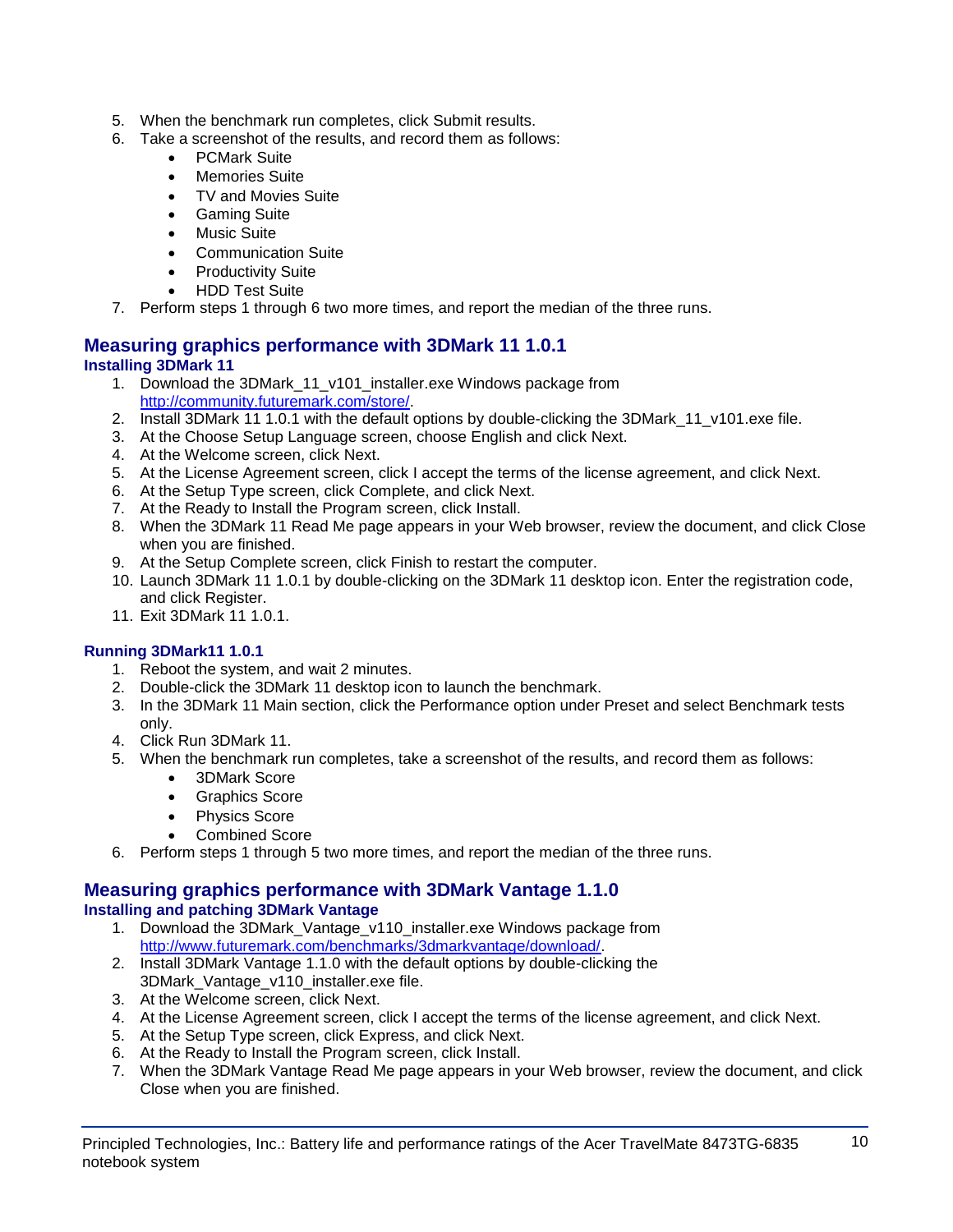5. When the benchmark run completes, click Submit results.
6. Take a screenshot of the results, and record them as follows:
    - PCMark Suite
    - Memories Suite
    - TV and Movies Suite
    - Gaming Suite
    - Music Suite
    - Communication Suite
    - Productivity Suite
    - HDD Test Suite
7. Perform steps 1 through 6 two more times, and report the median of the three runs.

## Measuring graphics performance with 3DMark 11 1.0.1

### Installing 3DMark 11

1. Download the 3DMark_11_v101_installer.exe Windows package from http://community.futuremark.com/store/.
2. Install 3DMark 11 1.0.1 with the default options by double-clicking the 3DMark_11_v101.exe file.
3. At the Choose Setup Language screen, choose English and click Next.
4. At the Welcome screen, click Next.
5. At the License Agreement screen, click I accept the terms of the license agreement, and click Next.
6. At the Setup Type screen, click Complete, and click Next.
7. At the Ready to Install the Program screen, click Install.
8. When the 3DMark 11 Read Me page appears in your Web browser, review the document, and click Close when you are finished.
9. At the Setup Complete screen, click Finish to restart the computer.
10. Launch 3DMark 11 1.0.1 by double-clicking on the 3DMark 11 desktop icon. Enter the registration code, and click Register.
11. Exit 3DMark 11 1.0.1.

### Running 3DMark11 1.0.1

1. Reboot the system, and wait 2 minutes.
2. Double-click the 3DMark 11 desktop icon to launch the benchmark.
3. In the 3DMark 11 Main section, click the Performance option under Preset and select Benchmark tests only.
4. Click Run 3DMark 11.
5. When the benchmark run completes, take a screenshot of the results, and record them as follows:
    - 3DMark Score
    - Graphics Score
    - Physics Score
    - Combined Score
6. Perform steps 1 through 5 two more times, and report the median of the three runs.

## Measuring graphics performance with 3DMark Vantage 1.1.0

### Installing and patching 3DMark Vantage

1. Download the 3DMark_Vantage_v110_installer.exe Windows package from http://www.futuremark.com/benchmarks/3dmarkvantage/download/.
2. Install 3DMark Vantage 1.1.0 with the default options by double-clicking the 3DMark_Vantage_v110_installer.exe file.
3. At the Welcome screen, click Next.
4. At the License Agreement screen, click I accept the terms of the license agreement, and click Next.
5. At the Setup Type screen, click Express, and click Next.
6. At the Ready to Install the Program screen, click Install.
7. When the 3DMark Vantage Read Me page appears in your Web browser, review the document, and click Close when you are finished.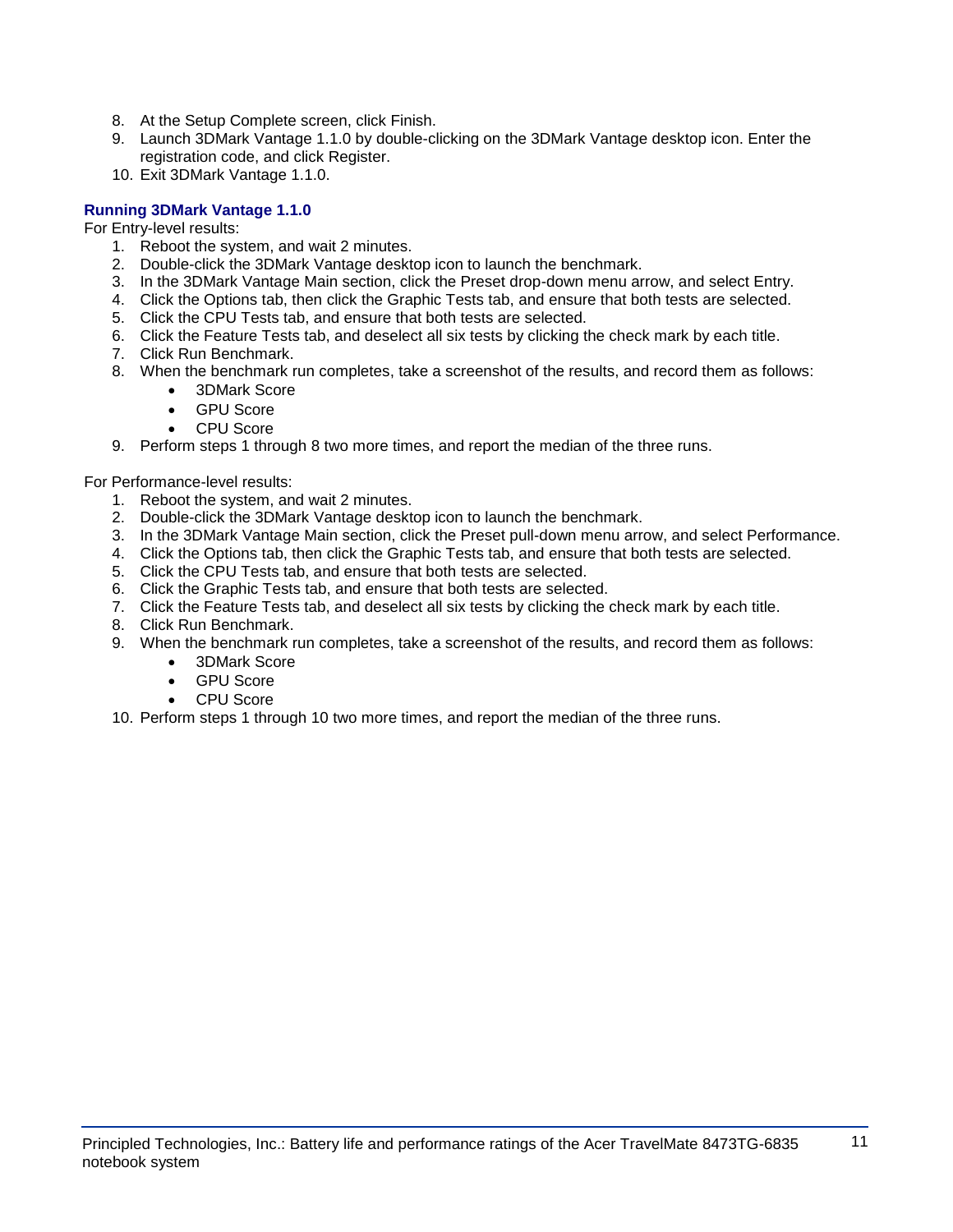8. At the Setup Complete screen, click Finish.
9. Launch 3DMark Vantage 1.1.0 by double-clicking on the 3DMark Vantage desktop icon. Enter the registration code, and click Register.
10. Exit 3DMark Vantage 1.1.0.

### Running 3DMark Vantage 1.1.0

For Entry-level results:

1. Reboot the system, and wait 2 minutes.
2. Double-click the 3DMark Vantage desktop icon to launch the benchmark.
3. In the 3DMark Vantage Main section, click the Preset drop-down menu arrow, and select Entry.
4. Click the Options tab, then click the Graphic Tests tab, and ensure that both tests are selected.
5. Click the CPU Tests tab, and ensure that both tests are selected.
6. Click the Feature Tests tab, and deselect all six tests by clicking the check mark by each title.
7. Click Run Benchmark.
8. When the benchmark run completes, take a screenshot of the results, and record them as follows:
    - 3DMark Score
    - GPU Score
    - CPU Score
9. Perform steps 1 through 8 two more times, and report the median of the three runs.

For Performance-level results:

1. Reboot the system, and wait 2 minutes.
2. Double-click the 3DMark Vantage desktop icon to launch the benchmark.
3. In the 3DMark Vantage Main section, click the Preset pull-down menu arrow, and select Performance.
4. Click the Options tab, then click the Graphic Tests tab, and ensure that both tests are selected.
5. Click the CPU Tests tab, and ensure that both tests are selected.
6. Click the Graphic Tests tab, and ensure that both tests are selected.
7. Click the Feature Tests tab, and deselect all six tests by clicking the check mark by each title.
8. Click Run Benchmark.
9. When the benchmark run completes, take a screenshot of the results, and record them as follows:
    - 3DMark Score
    - GPU Score
    - CPU Score
10. Perform steps 1 through 10 two more times, and report the median of the three runs.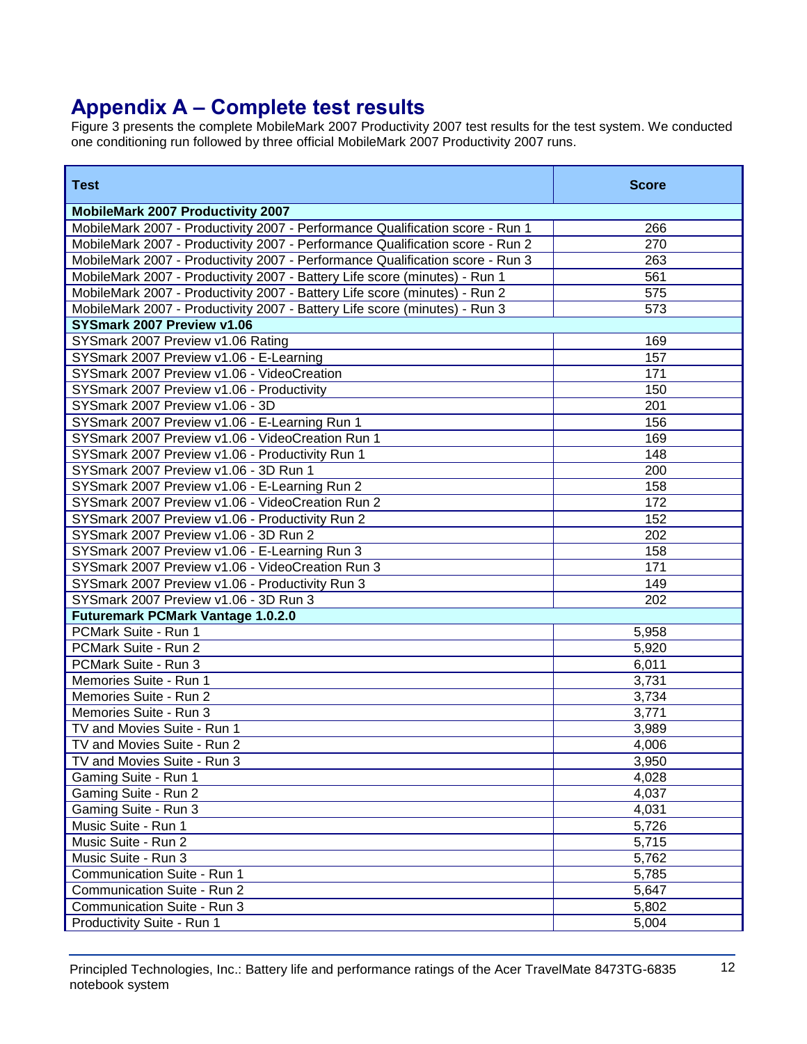## Appendix A – Complete test results

Figure 3 presents the complete MobileMark 2007 Productivity 2007 test results for the test system. We conducted one conditioning run followed by three official MobileMark 2007 Productivity 2007 runs.

| Test | Score |
|---|---|
| **MobileMark 2007 Productivity 2007** | |
| MobileMark 2007 - Productivity 2007 - Performance Qualification score - Run 1 | 266 |
| MobileMark 2007 - Productivity 2007 - Performance Qualification score - Run 2 | 270 |
| MobileMark 2007 - Productivity 2007 - Performance Qualification score - Run 3 | 263 |
| MobileMark 2007 - Productivity 2007 - Battery Life score (minutes) - Run 1 | 561 |
| MobileMark 2007 - Productivity 2007 - Battery Life score (minutes) - Run 2 | 575 |
| MobileMark 2007 - Productivity 2007 - Battery Life score (minutes) - Run 3 | 573 |
| **SYSmark 2007 Preview v1.06** | |
| SYSmark 2007 Preview v1.06 Rating | 169 |
| SYSmark 2007 Preview v1.06 - E-Learning | 157 |
| SYSmark 2007 Preview v1.06 - VideoCreation | 171 |
| SYSmark 2007 Preview v1.06 - Productivity | 150 |
| SYSmark 2007 Preview v1.06 - 3D | 201 |
| SYSmark 2007 Preview v1.06 - E-Learning Run 1 | 156 |
| SYSmark 2007 Preview v1.06 - VideoCreation Run 1 | 169 |
| SYSmark 2007 Preview v1.06 - Productivity Run 1 | 148 |
| SYSmark 2007 Preview v1.06 - 3D Run 1 | 200 |
| SYSmark 2007 Preview v1.06 - E-Learning Run 2 | 158 |
| SYSmark 2007 Preview v1.06 - VideoCreation Run 2 | 172 |
| SYSmark 2007 Preview v1.06 - Productivity Run 2 | 152 |
| SYSmark 2007 Preview v1.06 - 3D Run 2 | 202 |
| SYSmark 2007 Preview v1.06 - E-Learning Run 3 | 158 |
| SYSmark 2007 Preview v1.06 - VideoCreation Run 3 | 171 |
| SYSmark 2007 Preview v1.06 - Productivity Run 3 | 149 |
| SYSmark 2007 Preview v1.06 - 3D Run 3 | 202 |
| **Futuremark PCMark Vantage 1.0.2.0** | |
| PCMark Suite - Run 1 | 5,958 |
| PCMark Suite - Run 2 | 5,920 |
| PCMark Suite - Run 3 | 6,011 |
| Memories Suite - Run 1 | 3,731 |
| Memories Suite - Run 2 | 3,734 |
| Memories Suite - Run 3 | 3,771 |
| TV and Movies Suite - Run 1 | 3,989 |
| TV and Movies Suite - Run 2 | 4,006 |
| TV and Movies Suite - Run 3 | 3,950 |
| Gaming Suite - Run 1 | 4,028 |
| Gaming Suite - Run 2 | 4,037 |
| Gaming Suite - Run 3 | 4,031 |
| Music Suite - Run 1 | 5,726 |
| Music Suite - Run 2 | 5,715 |
| Music Suite - Run 3 | 5,762 |
| Communication Suite - Run 1 | 5,785 |
| Communication Suite - Run 2 | 5,647 |
| Communication Suite - Run 3 | 5,802 |
| Productivity Suite - Run 1 | 5,004 |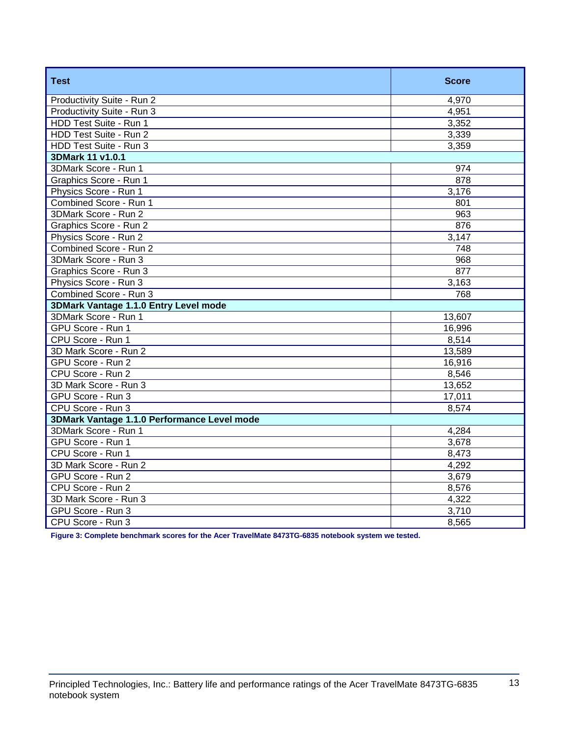| Test | Score |
|---|---|
| Productivity Suite - Run 2 | 4,970 |
| Productivity Suite - Run 3 | 4,951 |
| HDD Test Suite - Run 1 | 3,352 |
| HDD Test Suite - Run 2 | 3,339 |
| HDD Test Suite - Run 3 | 3,359 |
| **3DMark 11 v1.0.1** | |
| 3DMark Score - Run 1 | 974 |
| Graphics Score - Run 1 | 878 |
| Physics Score - Run 1 | 3,176 |
| Combined Score - Run 1 | 801 |
| 3DMark Score - Run 2 | 963 |
| Graphics Score - Run 2 | 876 |
| Physics Score - Run 2 | 3,147 |
| Combined Score - Run 2 | 748 |
| 3DMark Score - Run 3 | 968 |
| Graphics Score - Run 3 | 877 |
| Physics Score - Run 3 | 3,163 |
| Combined Score - Run 3 | 768 |
| **3DMark Vantage 1.1.0 Entry Level mode** | |
| 3DMark Score - Run 1 | 13,607 |
| GPU Score - Run 1 | 16,996 |
| CPU Score - Run 1 | 8,514 |
| 3D Mark Score - Run 2 | 13,589 |
| GPU Score - Run 2 | 16,916 |
| CPU Score - Run 2 | 8,546 |
| 3D Mark Score - Run 3 | 13,652 |
| GPU Score - Run 3 | 17,011 |
| CPU Score - Run 3 | 8,574 |
| **3DMark Vantage 1.1.0 Performance Level mode** | |
| 3DMark Score - Run 1 | 4,284 |
| GPU Score - Run 1 | 3,678 |
| CPU Score - Run 1 | 8,473 |
| 3D Mark Score - Run 2 | 4,292 |
| GPU Score - Run 2 | 3,679 |
| CPU Score - Run 2 | 8,576 |
| 3D Mark Score - Run 3 | 4,322 |
| GPU Score - Run 3 | 3,710 |
| CPU Score - Run 3 | 8,565 |

**Figure 3: Complete benchmark scores for the Acer TravelMate 8473TG-6835 notebook system we tested.**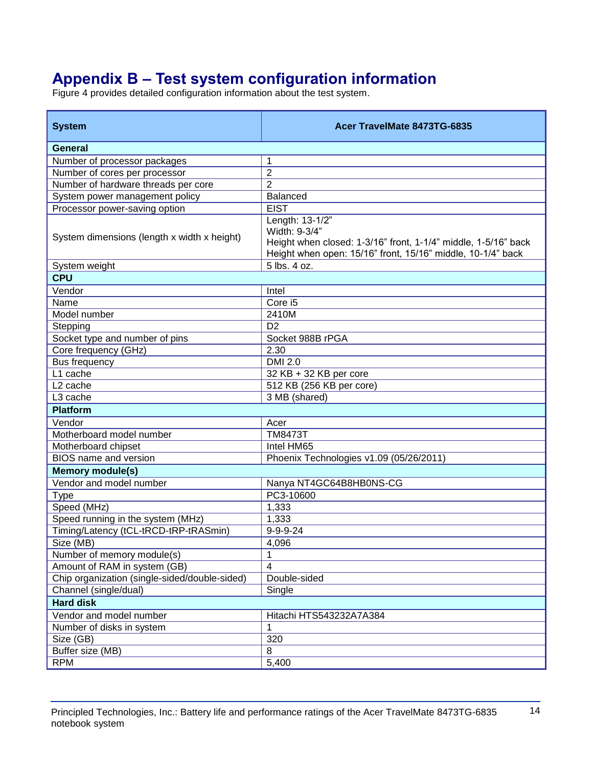# Appendix B – Test system configuration information

Figure 4 provides detailed configuration information about the test system.

| System | Acer TravelMate 8473TG-6835 |
|---|---|
| **General** | |
| Number of processor packages | 1 |
| Number of cores per processor | 2 |
| Number of hardware threads per core | 2 |
| System power management policy | Balanced |
| Processor power-saving option | EIST |
| System dimensions (length x width x height) | Length: 13-1/2"<br>Width: 9-3/4"<br>Height when closed: 1-3/16" front, 1-1/4" middle, 1-5/16" back<br>Height when open: 15/16" front, 15/16" middle, 10-1/4" back |
| System weight | 5 lbs. 4 oz. |
| **CPU** | |
| Vendor | Intel |
| Name | Core i5 |
| Model number | 2410M |
| Stepping | D2 |
| Socket type and number of pins | Socket 988B rPGA |
| Core frequency (GHz) | 2.30 |
| Bus frequency | DMI 2.0 |
| L1 cache | 32 KB + 32 KB per core |
| L2 cache | 512 KB (256 KB per core) |
| L3 cache | 3 MB (shared) |
| **Platform** | |
| Vendor | Acer |
| Motherboard model number | TM8473T |
| Motherboard chipset | Intel HM65 |
| BIOS name and version | Phoenix Technologies v1.09 (05/26/2011) |
| **Memory module(s)** | |
| Vendor and model number | Nanya NT4GC64B8HB0NS-CG |
| Type | PC3-10600 |
| Speed (MHz) | 1,333 |
| Speed running in the system (MHz) | 1,333 |
| Timing/Latency (tCL-tRCD-tRP-tRASmin) | 9-9-9-24 |
| Size (MB) | 4,096 |
| Number of memory module(s) | 1 |
| Amount of RAM in system (GB) | 4 |
| Chip organization (single-sided/double-sided) | Double-sided |
| Channel (single/dual) | Single |
| **Hard disk** | |
| Vendor and model number | Hitachi HTS543232A7A384 |
| Number of disks in system | 1 |
| Size (GB) | 320 |
| Buffer size (MB) | 8 |
| RPM | 5,400 |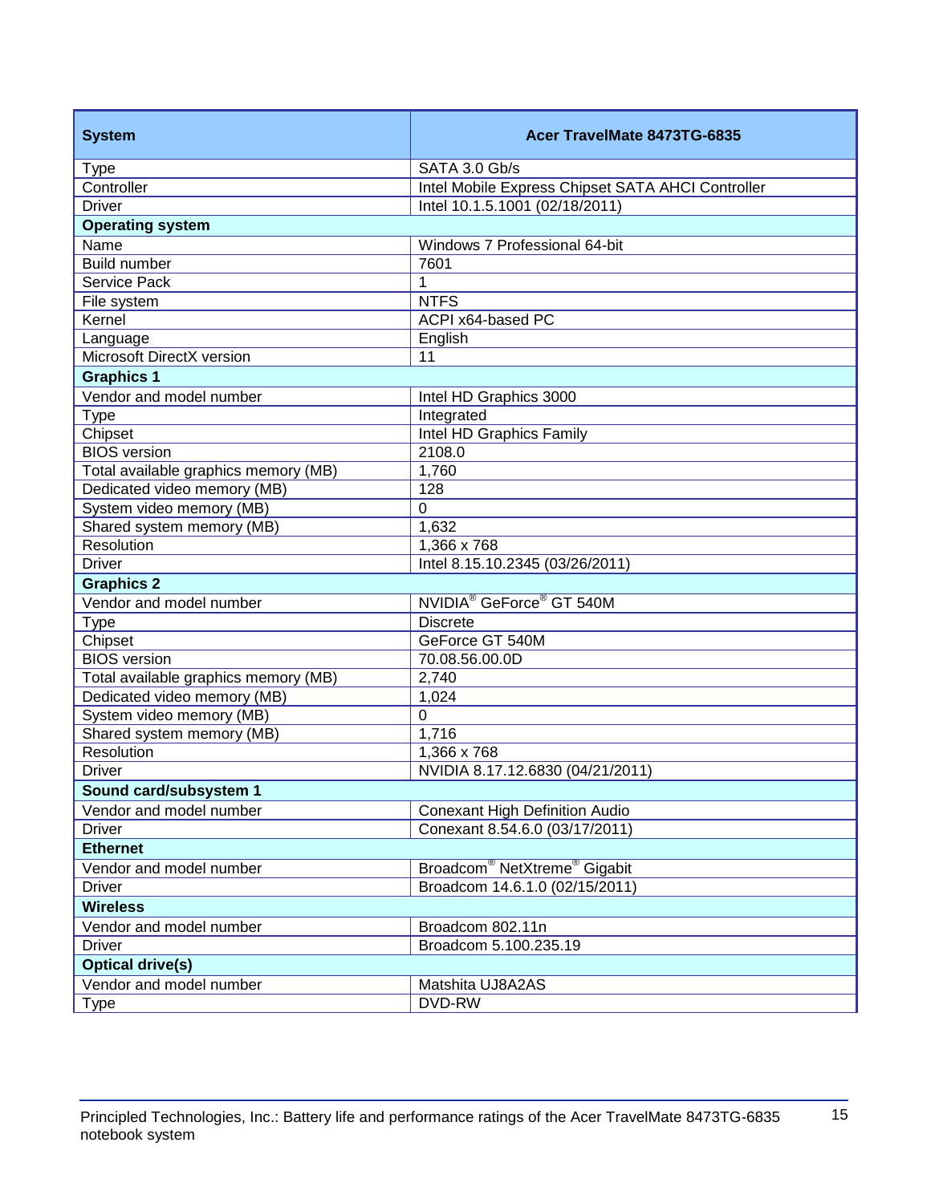| System | Acer TravelMate 8473TG-6835 |
| --- | --- |
| Type | SATA 3.0 Gb/s |
| Controller | Intel Mobile Express Chipset SATA AHCI Controller |
| Driver | Intel 10.1.5.1001 (02/18/2011) |
| **Operating system** | |
| Name | Windows 7 Professional 64-bit |
| Build number | 7601 |
| Service Pack | 1 |
| File system | NTFS |
| Kernel | ACPI x64-based PC |
| Language | English |
| Microsoft DirectX version | 11 |
| **Graphics 1** | |
| Vendor and model number | Intel HD Graphics 3000 |
| Type | Integrated |
| Chipset | Intel HD Graphics Family |
| BIOS version | 2108.0 |
| Total available graphics memory (MB) | 1,760 |
| Dedicated video memory (MB) | 128 |
| System video memory (MB) | 0 |
| Shared system memory (MB) | 1,632 |
| Resolution | 1,366 x 768 |
| Driver | Intel 8.15.10.2345 (03/26/2011) |
| **Graphics 2** | |
| Vendor and model number | NVIDIA® GeForce® GT 540M |
| Type | Discrete |
| Chipset | GeForce GT 540M |
| BIOS version | 70.08.56.00.0D |
| Total available graphics memory (MB) | 2,740 |
| Dedicated video memory (MB) | 1,024 |
| System video memory (MB) | 0 |
| Shared system memory (MB) | 1,716 |
| Resolution | 1,366 x 768 |
| Driver | NVIDIA 8.17.12.6830 (04/21/2011) |
| **Sound card/subsystem 1** | |
| Vendor and model number | Conexant High Definition Audio |
| Driver | Conexant 8.54.6.0 (03/17/2011) |
| **Ethernet** | |
| Vendor and model number | Broadcom® NetXtreme® Gigabit |
| Driver | Broadcom 14.6.1.0 (02/15/2011) |
| **Wireless** | |
| Vendor and model number | Broadcom 802.11n |
| Driver | Broadcom 5.100.235.19 |
| **Optical drive(s)** | |
| Vendor and model number | Matshita UJ8A2AS |
| Type | DVD-RW |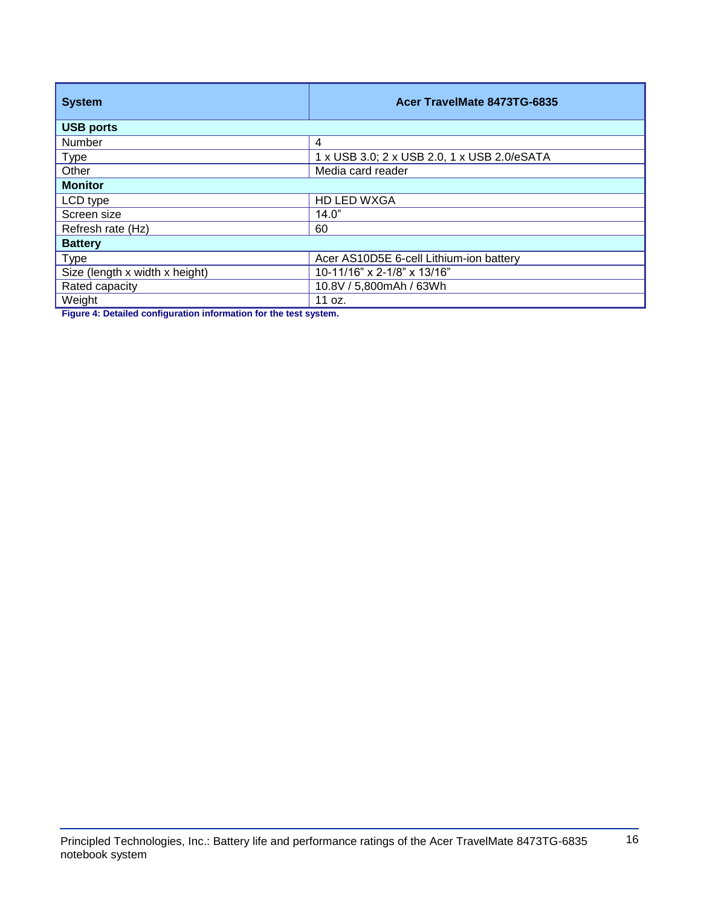| System | Acer TravelMate 8473TG-6835 |
|---|---|
| **USB ports** | |
| Number | 4 |
| Type | 1 x USB 3.0; 2 x USB 2.0, 1 x USB 2.0/eSATA |
| Other | Media card reader |
| **Monitor** | |
| LCD type | HD LED WXGA |
| Screen size | 14.0” |
| Refresh rate (Hz) | 60 |
| **Battery** | |
| Type | Acer AS10D5E 6-cell Lithium-ion battery |
| Size (length x width x height) | 10-11/16” x 2-1/8” x 13/16” |
| Rated capacity | 10.8V / 5,800mAh / 63Wh |
| Weight | 11 oz. |

**Figure 4: Detailed configuration information for the test system.**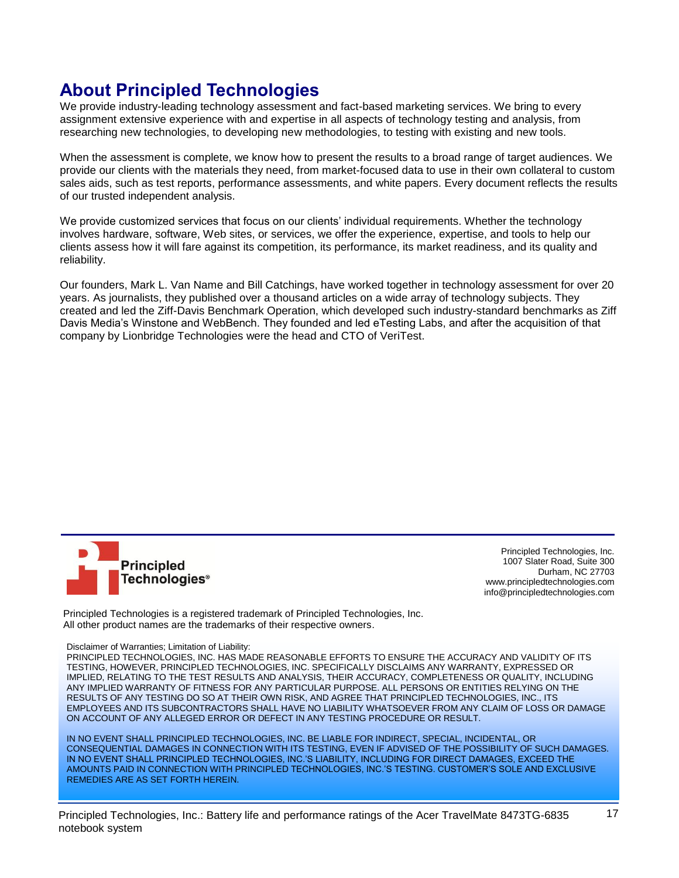# About Principled Technologies

We provide industry-leading technology assessment and fact-based marketing services. We bring to every assignment extensive experience with and expertise in all aspects of technology testing and analysis, from researching new technologies, to developing new methodologies, to testing with existing and new tools.

When the assessment is complete, we know how to present the results to a broad range of target audiences. We provide our clients with the materials they need, from market-focused data to use in their own collateral to custom sales aids, such as test reports, performance assessments, and white papers. Every document reflects the results of our trusted independent analysis.

We provide customized services that focus on our clients' individual requirements. Whether the technology involves hardware, software, Web sites, or services, we offer the experience, expertise, and tools to help our clients assess how it will fare against its competition, its performance, its market readiness, and its quality and reliability.

Our founders, Mark L. Van Name and Bill Catchings, have worked together in technology assessment for over 20 years. As journalists, they published over a thousand articles on a wide array of technology subjects. They created and led the Ziff-Davis Benchmark Operation, which developed such industry-standard benchmarks as Ziff Davis Media's Winstone and WebBench. They founded and led eTesting Labs, and after the acquisition of that company by Lionbridge Technologies were the head and CTO of VeriTest.

Principled Technologies®

Principled Technologies, Inc.
1007 Slater Road, Suite 300
Durham, NC 27703
www.principledtechnologies.com
info@principledtechnologies.com

Principled Technologies is a registered trademark of Principled Technologies, Inc.
All other product names are the trademarks of their respective owners.

Disclaimer of Warranties; Limitation of Liability:
PRINCIPLED TECHNOLOGIES, INC. HAS MADE REASONABLE EFFORTS TO ENSURE THE ACCURACY AND VALIDITY OF ITS TESTING, HOWEVER, PRINCIPLED TECHNOLOGIES, INC. SPECIFICALLY DISCLAIMS ANY WARRANTY, EXPRESSED OR IMPLIED, RELATING TO THE TEST RESULTS AND ANALYSIS, THEIR ACCURACY, COMPLETENESS OR QUALITY, INCLUDING ANY IMPLIED WARRANTY OF FITNESS FOR ANY PARTICULAR PURPOSE. ALL PERSONS OR ENTITIES RELYING ON THE RESULTS OF ANY TESTING DO SO AT THEIR OWN RISK, AND AGREE THAT PRINCIPLED TECHNOLOGIES, INC., ITS EMPLOYEES AND ITS SUBCONTRACTORS SHALL HAVE NO LIABILITY WHATSOEVER FROM ANY CLAIM OF LOSS OR DAMAGE ON ACCOUNT OF ANY ALLEGED ERROR OR DEFECT IN ANY TESTING PROCEDURE OR RESULT.

IN NO EVENT SHALL PRINCIPLED TECHNOLOGIES, INC. BE LIABLE FOR INDIRECT, SPECIAL, INCIDENTAL, OR CONSEQUENTIAL DAMAGES IN CONNECTION WITH ITS TESTING, EVEN IF ADVISED OF THE POSSIBILITY OF SUCH DAMAGES. IN NO EVENT SHALL PRINCIPLED TECHNOLOGIES, INC.'S LIABILITY, INCLUDING FOR DIRECT DAMAGES, EXCEED THE AMOUNTS PAID IN CONNECTION WITH PRINCIPLED TECHNOLOGIES, INC.'S TESTING. CUSTOMER'S SOLE AND EXCLUSIVE REMEDIES ARE AS SET FORTH HEREIN.